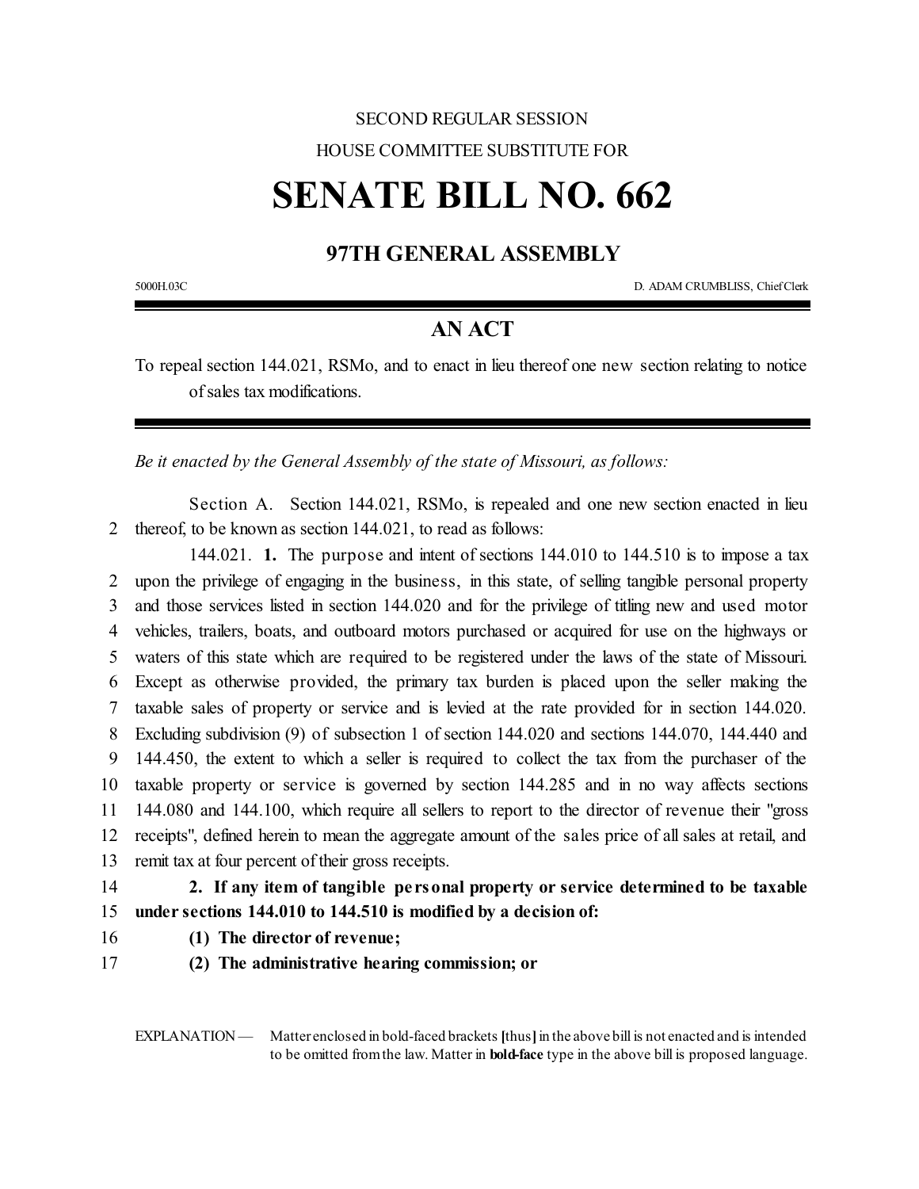SECOND REGULAR SESSION

HOUSE COMMITTEE SUBSTITUTE FOR

# SENATE BILL NO. 662

## 97TH GENERAL ASSEMBLY

5000H.03C D. ADAM CRUMBLISS, Chief Clerk

## AN ACT

To repeal section 144.021, RSMo, and to enact in lieu thereof one new section relating to notice of sales tax modifications.

*Be it enacted by the General Assembly of the state of Missouri, as follows:*

Section A. Section 144.021, RSMo, is repealed and one new section enacted in lieu
2 thereof, to be known as section 144.021, to read as follows:

144.021. **1.** The purpose and intent of sections 144.010 to 144.510 is to impose a tax
2 upon the privilege of engaging in the business, in this state, of selling tangible personal property
3 and those services listed in section 144.020 and for the privilege of titling new and used motor
4 vehicles, trailers, boats, and outboard motors purchased or acquired for use on the highways or
5 waters of this state which are required to be registered under the laws of the state of Missouri.
6 Except as otherwise provided, the primary tax burden is placed upon the seller making the
7 taxable sales of property or service and is levied at the rate provided for in section 144.020.
8 Excluding subdivision (9) of subsection 1 of section 144.020 and sections 144.070, 144.440 and
9 144.450, the extent to which a seller is required to collect the tax from the purchaser of the
10 taxable property or service is governed by section 144.285 and in no way affects sections
11 144.080 and 144.100, which require all sellers to report to the director of revenue their "gross
12 receipts", defined herein to mean the aggregate amount of the sales price of all sales at retail, and
13 remit tax at four percent of their gross receipts.

14 **2. If any item of tangible personal property or service determined to be taxable**
15 **under sections 144.010 to 144.510 is modified by a decision of:**

16 **(1) The director of revenue;**

17 **(2) The administrative hearing commission; or**

EXPLANATION — Matter enclosed in bold-faced brackets **[**thus**]** in the above bill is not enacted and is intended to be omitted from the law. Matter in **bold-face** type in the above bill is proposed language.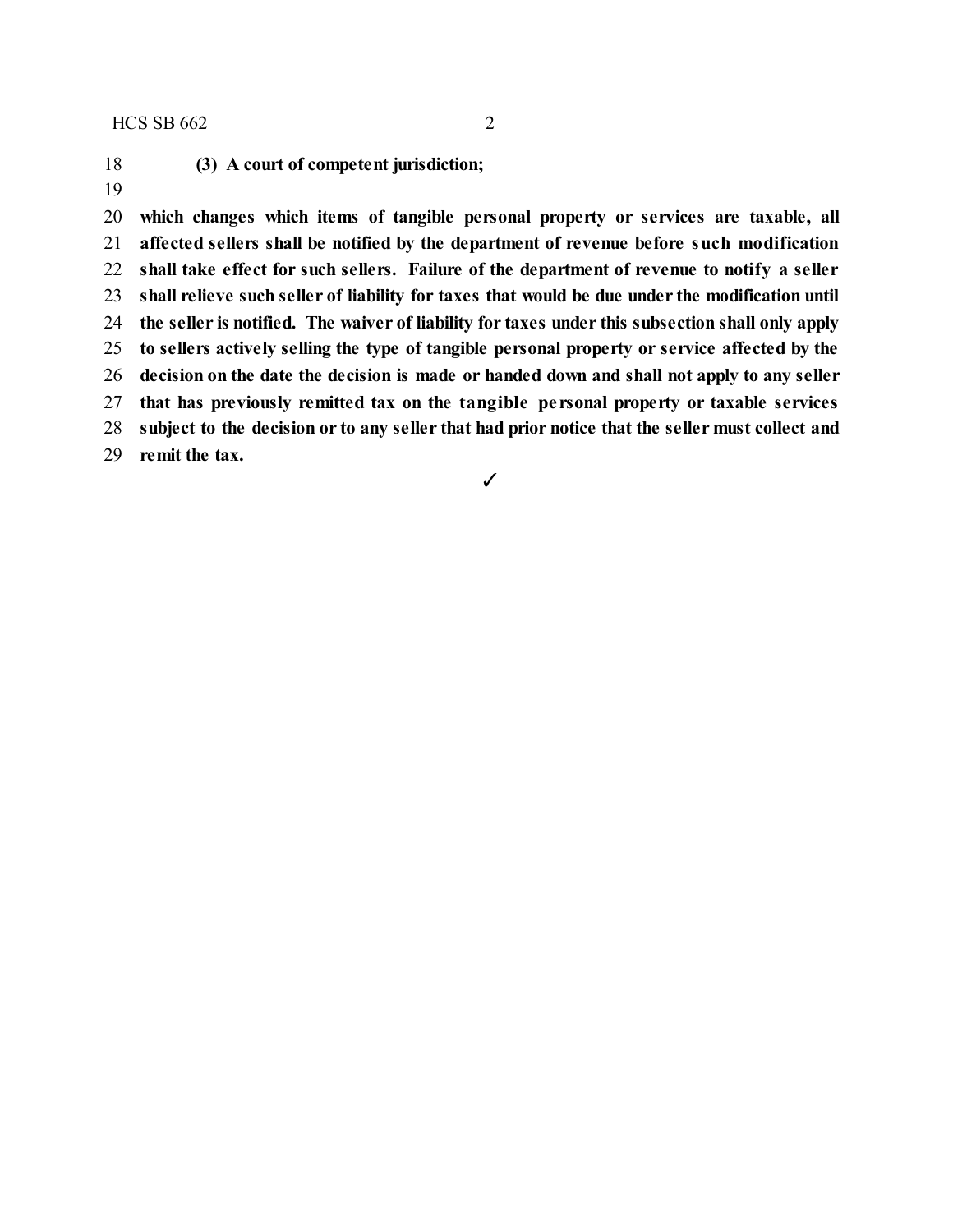**(3) A court of competent jurisdiction;**

**which changes which items of tangible personal property or services are taxable, all affected sellers shall be notified by the department of revenue before such modification shall take effect for such sellers. Failure of the department of revenue to notify a seller shall relieve such seller of liability for taxes that would be due under the modification until the seller is notified. The waiver of liability for taxes under this subsection shall only apply to sellers actively selling the type of tangible personal property or service affected by the decision on the date the decision is made or handed down and shall not apply to any seller that has previously remitted tax on the tangible personal property or taxable services subject to the decision or to any seller that had prior notice that the seller must collect and remit the tax.**

✓